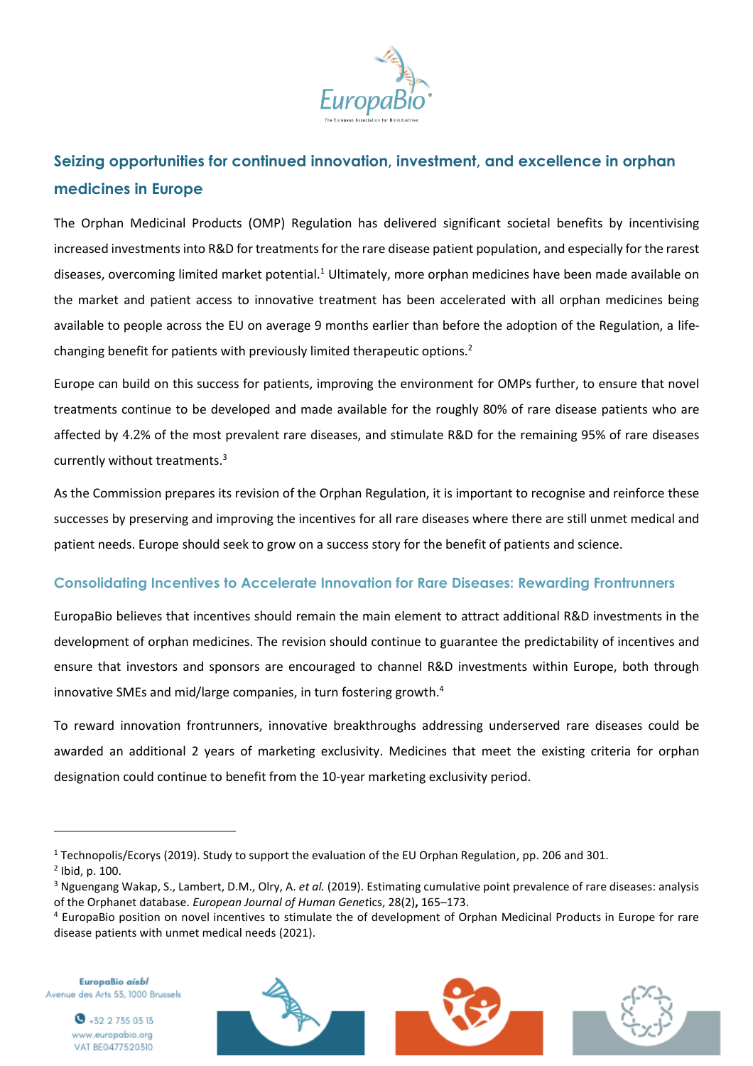## Seizing opportunities for continued innovation, investment, and excellence in orphan medicines in Europe

The Orphan Medicinal Products (OMP) Regulation has delivered significant societal benefits by incentivising increased investments into R&D for treatments for the rare disease patient population, and especially for the rarest diseases, overcoming limited market potential.[1] Ultimately, more orphan medicines have been made available on the market and patient access to innovative treatment has been accelerated with all orphan medicines being available to people across the EU on average 9 months earlier than before the adoption of the Regulation, a life-changing benefit for patients with previously limited therapeutic options.[2]

Europe can build on this success for patients, improving the environment for OMPs further, to ensure that novel treatments continue to be developed and made available for the roughly 80% of rare disease patients who are affected by 4.2% of the most prevalent rare diseases, and stimulate R&D for the remaining 95% of rare diseases currently without treatments.[3]

As the Commission prepares its revision of the Orphan Regulation, it is important to recognise and reinforce these successes by preserving and improving the incentives for all rare diseases where there are still unmet medical and patient needs. Europe should seek to grow on a success story for the benefit of patients and science.

### Consolidating Incentives to Accelerate Innovation for Rare Diseases: Rewarding Frontrunners

EuropaBio believes that incentives should remain the main element to attract additional R&D investments in the development of orphan medicines. The revision should continue to guarantee the predictability of incentives and ensure that investors and sponsors are encouraged to channel R&D investments within Europe, both through innovative SMEs and mid/large companies, in turn fostering growth.[4]

To reward innovation frontrunners, innovative breakthroughs addressing underserved rare diseases could be awarded an additional 2 years of marketing exclusivity. Medicines that meet the existing criteria for orphan designation could continue to benefit from the 10-year marketing exclusivity period.

---

[1] Technopolis/Ecorys (2019). Study to support the evaluation of the EU Orphan Regulation, pp. 206 and 301.

[2] Ibid, p. 100.

[3] Nguengang Wakap, S., Lambert, D.M., Olry, A. *et al.* (2019). Estimating cumulative point prevalence of rare diseases: analysis of the Orphanet database. *European Journal of Human Genetics*, 28(2), 165–173.

[4] EuropaBio position on novel incentives to stimulate the of development of Orphan Medicinal Products in Europe for rare disease patients with unmet medical needs (2021).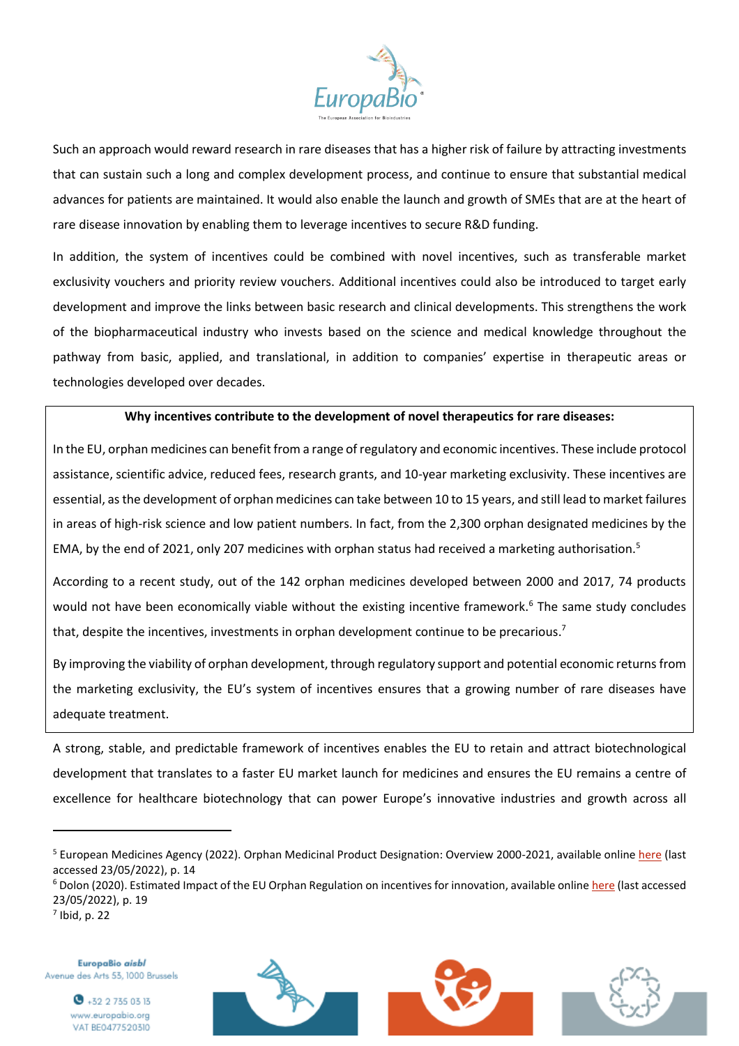Such an approach would reward research in rare diseases that has a higher risk of failure by attracting investments that can sustain such a long and complex development process, and continue to ensure that substantial medical advances for patients are maintained. It would also enable the launch and growth of SMEs that are at the heart of rare disease innovation by enabling them to leverage incentives to secure R&D funding.

In addition, the system of incentives could be combined with novel incentives, such as transferable market exclusivity vouchers and priority review vouchers. Additional incentives could also be introduced to target early development and improve the links between basic research and clinical developments. This strengthens the work of the biopharmaceutical industry who invests based on the science and medical knowledge throughout the pathway from basic, applied, and translational, in addition to companies' expertise in therapeutic areas or technologies developed over decades.

**Why incentives contribute to the development of novel therapeutics for rare diseases:**

In the EU, orphan medicines can benefit from a range of regulatory and economic incentives. These include protocol assistance, scientific advice, reduced fees, research grants, and 10-year marketing exclusivity. These incentives are essential, as the development of orphan medicines can take between 10 to 15 years, and still lead to market failures in areas of high-risk science and low patient numbers. In fact, from the 2,300 orphan designated medicines by the EMA, by the end of 2021, only 207 medicines with orphan status had received a marketing authorisation.[5]

According to a recent study, out of the 142 orphan medicines developed between 2000 and 2017, 74 products would not have been economically viable without the existing incentive framework.[6] The same study concludes that, despite the incentives, investments in orphan development continue to be precarious.[7]

By improving the viability of orphan development, through regulatory support and potential economic returns from the marketing exclusivity, the EU's system of incentives ensures that a growing number of rare diseases have adequate treatment.

A strong, stable, and predictable framework of incentives enables the EU to retain and attract biotechnological development that translates to a faster EU market launch for medicines and ensures the EU remains a centre of excellence for healthcare biotechnology that can power Europe's innovative industries and growth across all

---

[5] European Medicines Agency (2022). Orphan Medicinal Product Designation: Overview 2000-2021, available online here (last accessed 23/05/2022), p. 14

[6] Dolon (2020). Estimated Impact of the EU Orphan Regulation on incentives for innovation, available online here (last accessed 23/05/2022), p. 19

[7] Ibid, p. 22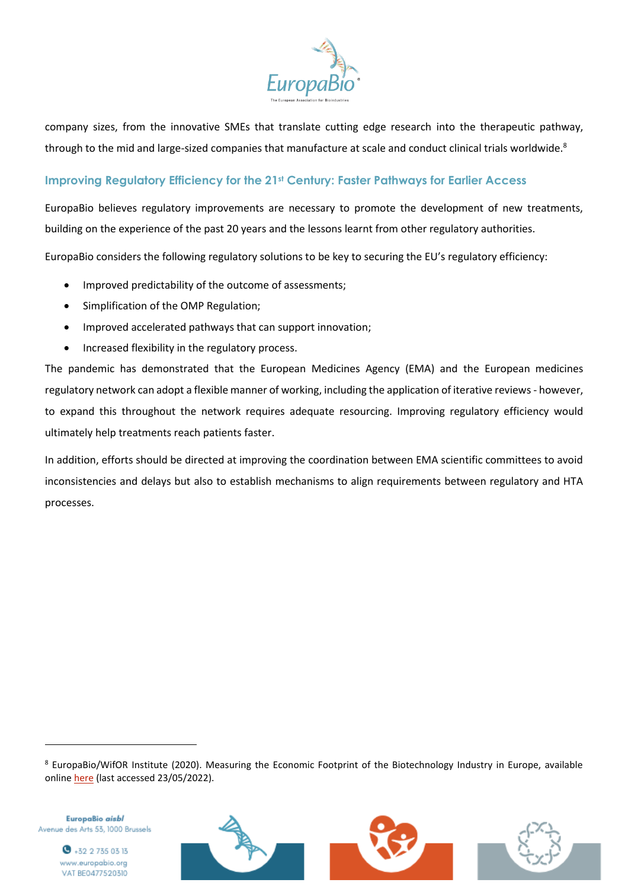company sizes, from the innovative SMEs that translate cutting edge research into the therapeutic pathway, through to the mid and large-sized companies that manufacture at scale and conduct clinical trials worldwide.[8]

## Improving Regulatory Efficiency for the 21st Century: Faster Pathways for Earlier Access

EuropaBio believes regulatory improvements are necessary to promote the development of new treatments, building on the experience of the past 20 years and the lessons learnt from other regulatory authorities.

EuropaBio considers the following regulatory solutions to be key to securing the EU's regulatory efficiency:

- Improved predictability of the outcome of assessments;
- Simplification of the OMP Regulation;
- Improved accelerated pathways that can support innovation;
- Increased flexibility in the regulatory process.

The pandemic has demonstrated that the European Medicines Agency (EMA) and the European medicines regulatory network can adopt a flexible manner of working, including the application of iterative reviews - however, to expand this throughout the network requires adequate resourcing. Improving regulatory efficiency would ultimately help treatments reach patients faster.

In addition, efforts should be directed at improving the coordination between EMA scientific committees to avoid inconsistencies and delays but also to establish mechanisms to align requirements between regulatory and HTA processes.

---

[8] EuropaBio/WifOR Institute (2020). Measuring the Economic Footprint of the Biotechnology Industry in Europe, available online here (last accessed 23/05/2022).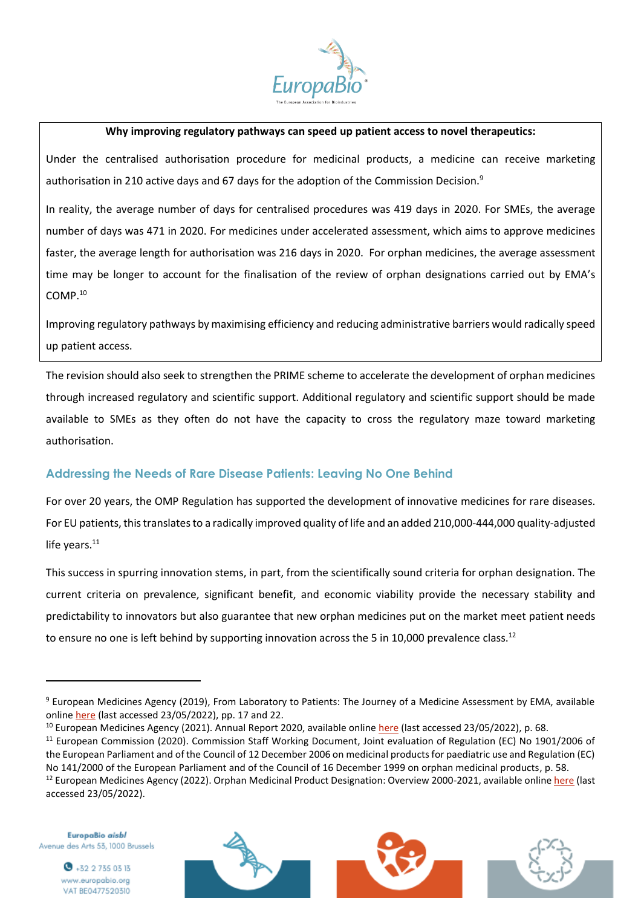**Why improving regulatory pathways can speed up patient access to novel therapeutics:**

Under the centralised authorisation procedure for medicinal products, a medicine can receive marketing authorisation in 210 active days and 67 days for the adoption of the Commission Decision.[9]

In reality, the average number of days for centralised procedures was 419 days in 2020. For SMEs, the average number of days was 471 in 2020. For medicines under accelerated assessment, which aims to approve medicines faster, the average length for authorisation was 216 days in 2020. For orphan medicines, the average assessment time may be longer to account for the finalisation of the review of orphan designations carried out by EMA's COMP.[10]

Improving regulatory pathways by maximising efficiency and reducing administrative barriers would radically speed up patient access.

The revision should also seek to strengthen the PRIME scheme to accelerate the development of orphan medicines through increased regulatory and scientific support. Additional regulatory and scientific support should be made available to SMEs as they often do not have the capacity to cross the regulatory maze toward marketing authorisation.

## Addressing the Needs of Rare Disease Patients: Leaving No One Behind

For over 20 years, the OMP Regulation has supported the development of innovative medicines for rare diseases. For EU patients, this translates to a radically improved quality of life and an added 210,000-444,000 quality-adjusted life years.[11]

This success in spurring innovation stems, in part, from the scientifically sound criteria for orphan designation. The current criteria on prevalence, significant benefit, and economic viability provide the necessary stability and predictability to innovators but also guarantee that new orphan medicines put on the market meet patient needs to ensure no one is left behind by supporting innovation across the 5 in 10,000 prevalence class.[12]

---

[9] European Medicines Agency (2019), From Laboratory to Patients: The Journey of a Medicine Assessment by EMA, available online here (last accessed 23/05/2022), pp. 17 and 22.

[10] European Medicines Agency (2021). Annual Report 2020, available online here (last accessed 23/05/2022), p. 68.

[11] European Commission (2020). Commission Staff Working Document, Joint evaluation of Regulation (EC) No 1901/2006 of the European Parliament and of the Council of 12 December 2006 on medicinal products for paediatric use and Regulation (EC) No 141/2000 of the European Parliament and of the Council of 16 December 1999 on orphan medicinal products, p. 58.

[12] European Medicines Agency (2022). Orphan Medicinal Product Designation: Overview 2000-2021, available online here (last accessed 23/05/2022).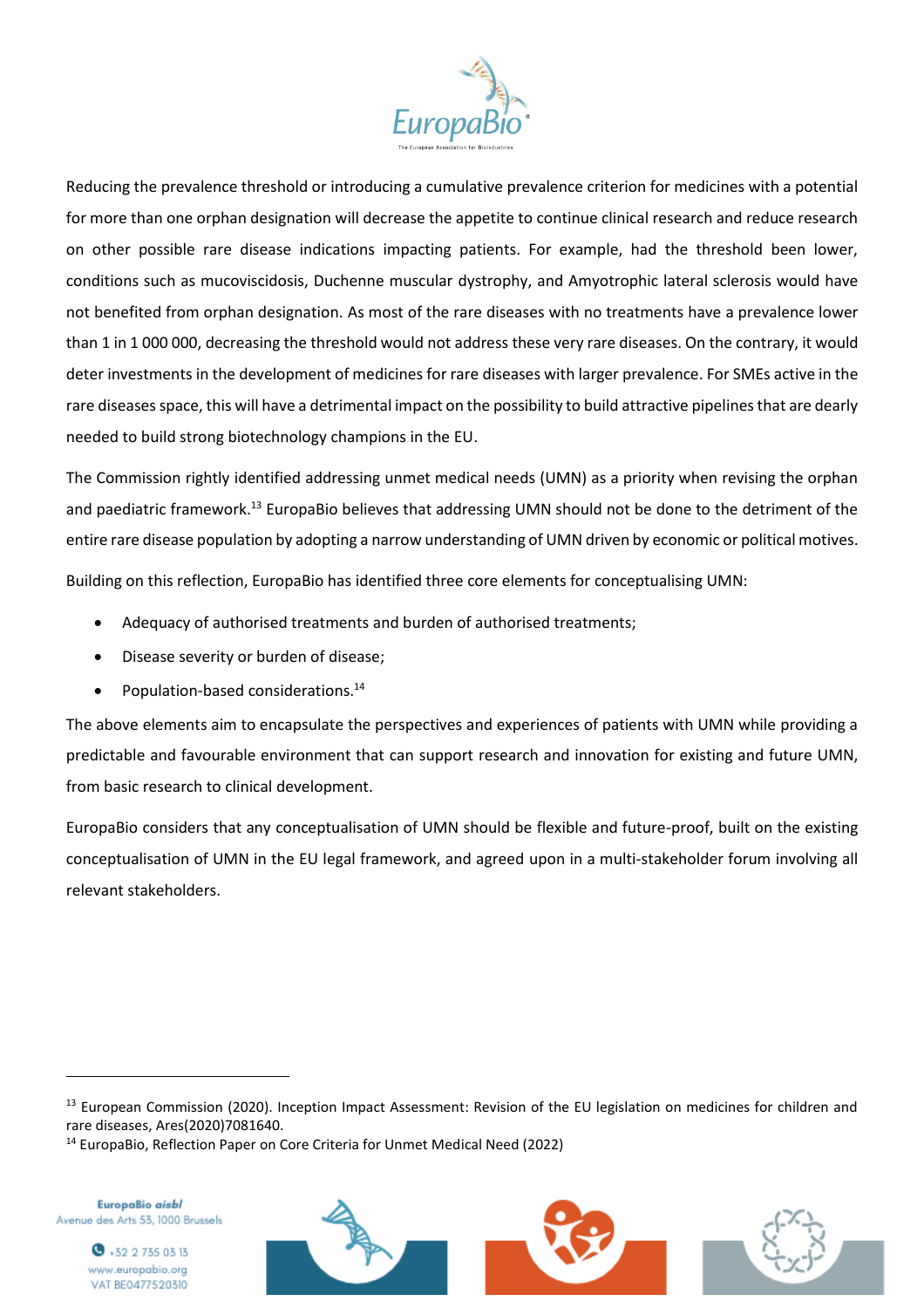Reducing the prevalence threshold or introducing a cumulative prevalence criterion for medicines with a potential for more than one orphan designation will decrease the appetite to continue clinical research and reduce research on other possible rare disease indications impacting patients. For example, had the threshold been lower, conditions such as mucoviscidosis, Duchenne muscular dystrophy, and Amyotrophic lateral sclerosis would have not benefited from orphan designation. As most of the rare diseases with no treatments have a prevalence lower than 1 in 1 000 000, decreasing the threshold would not address these very rare diseases. On the contrary, it would deter investments in the development of medicines for rare diseases with larger prevalence. For SMEs active in the rare diseases space, this will have a detrimental impact on the possibility to build attractive pipelines that are dearly needed to build strong biotechnology champions in the EU.

The Commission rightly identified addressing unmet medical needs (UMN) as a priority when revising the orphan and paediatric framework.[13] EuropaBio believes that addressing UMN should not be done to the detriment of the entire rare disease population by adopting a narrow understanding of UMN driven by economic or political motives.

Building on this reflection, EuropaBio has identified three core elements for conceptualising UMN:

- Adequacy of authorised treatments and burden of authorised treatments;
- Disease severity or burden of disease;
- Population-based considerations.[14]

The above elements aim to encapsulate the perspectives and experiences of patients with UMN while providing a predictable and favourable environment that can support research and innovation for existing and future UMN, from basic research to clinical development.

EuropaBio considers that any conceptualisation of UMN should be flexible and future-proof, built on the existing conceptualisation of UMN in the EU legal framework, and agreed upon in a multi-stakeholder forum involving all relevant stakeholders.

---

[13] European Commission (2020). Inception Impact Assessment: Revision of the EU legislation on medicines for children and rare diseases, Ares(2020)7081640.

[14] EuropaBio, Reflection Paper on Core Criteria for Unmet Medical Need (2022)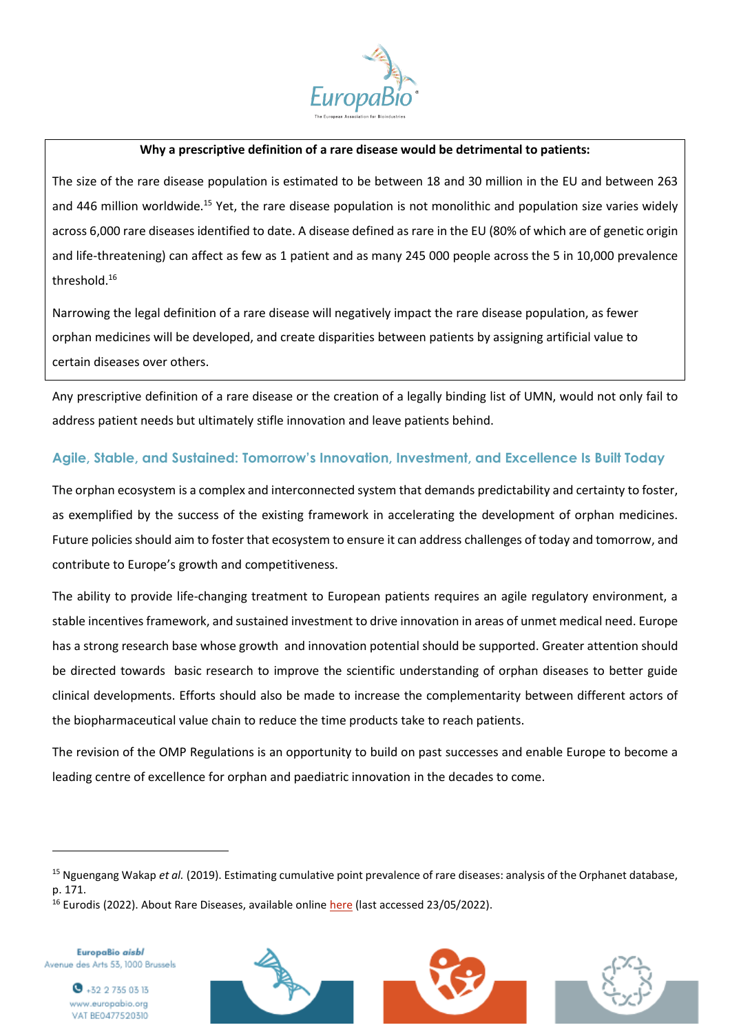**Why a prescriptive definition of a rare disease would be detrimental to patients:**

The size of the rare disease population is estimated to be between 18 and 30 million in the EU and between 263 and 446 million worldwide.[15] Yet, the rare disease population is not monolithic and population size varies widely across 6,000 rare diseases identified to date. A disease defined as rare in the EU (80% of which are of genetic origin and life-threatening) can affect as few as 1 patient and as many 245 000 people across the 5 in 10,000 prevalence threshold.[16]

Narrowing the legal definition of a rare disease will negatively impact the rare disease population, as fewer orphan medicines will be developed, and create disparities between patients by assigning artificial value to certain diseases over others.

Any prescriptive definition of a rare disease or the creation of a legally binding list of UMN, would not only fail to address patient needs but ultimately stifle innovation and leave patients behind.

## Agile, Stable, and Sustained: Tomorrow's Innovation, Investment, and Excellence Is Built Today

The orphan ecosystem is a complex and interconnected system that demands predictability and certainty to foster, as exemplified by the success of the existing framework in accelerating the development of orphan medicines. Future policies should aim to foster that ecosystem to ensure it can address challenges of today and tomorrow, and contribute to Europe's growth and competitiveness.

The ability to provide life-changing treatment to European patients requires an agile regulatory environment, a stable incentives framework, and sustained investment to drive innovation in areas of unmet medical need. Europe has a strong research base whose growth and innovation potential should be supported. Greater attention should be directed towards basic research to improve the scientific understanding of orphan diseases to better guide clinical developments. Efforts should also be made to increase the complementarity between different actors of the biopharmaceutical value chain to reduce the time products take to reach patients.

The revision of the OMP Regulations is an opportunity to build on past successes and enable Europe to become a leading centre of excellence for orphan and paediatric innovation in the decades to come.

---

[15] Nguengang Wakap *et al.* (2019). Estimating cumulative point prevalence of rare diseases: analysis of the Orphanet database, p. 171.

[16] Eurodis (2022). About Rare Diseases, available online here (last accessed 23/05/2022).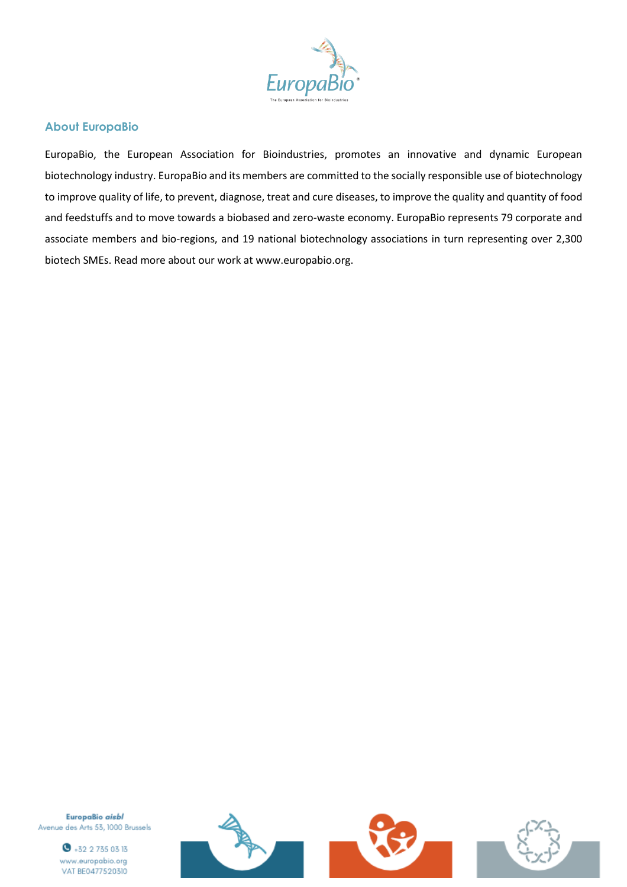## About EuropaBio

EuropaBio, the European Association for Bioindustries, promotes an innovative and dynamic European biotechnology industry. EuropaBio and its members are committed to the socially responsible use of biotechnology to improve quality of life, to prevent, diagnose, treat and cure diseases, to improve the quality and quantity of food and feedstuffs and to move towards a biobased and zero-waste economy. EuropaBio represents 79 corporate and associate members and bio-regions, and 19 national biotechnology associations in turn representing over 2,300 biotech SMEs. Read more about our work at www.europabio.org.

**EuropaBio *aisbl***
Avenue des Arts 53, 1000 Brussels

+32 2 735 03 13
www.europabio.org
VAT BE0477520310